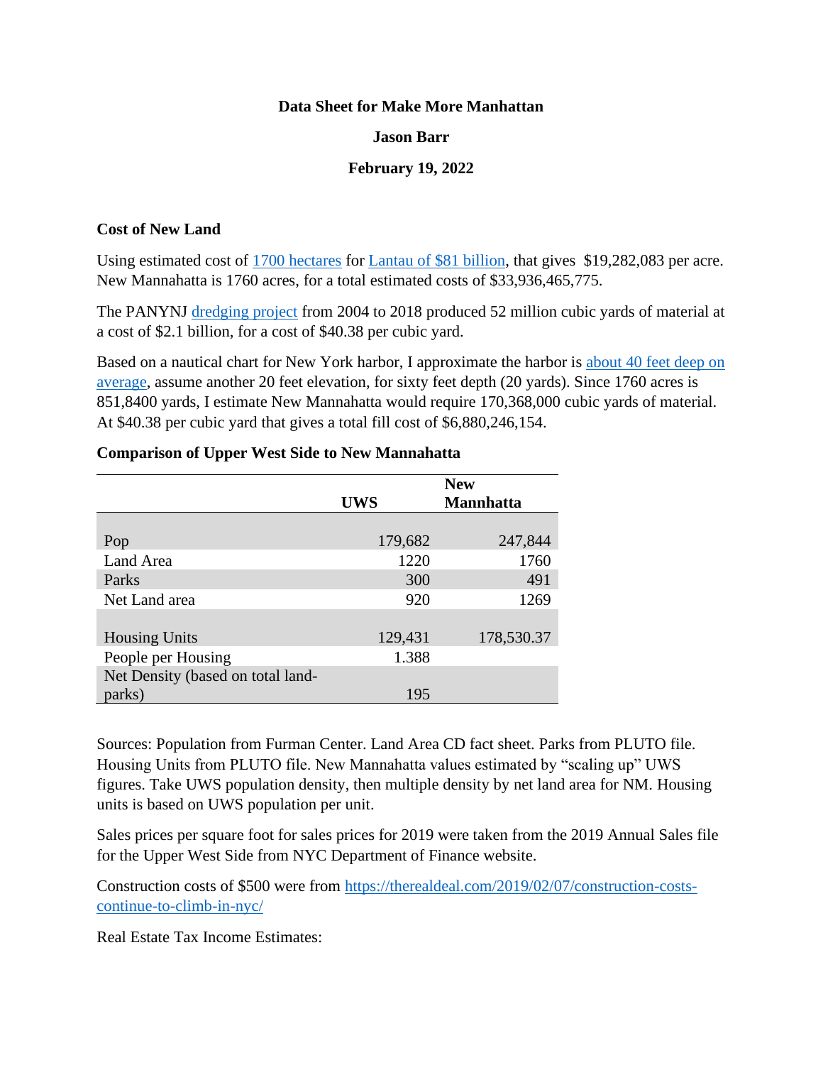**Data Sheet for Make More Manhattan**

**Jason Barr**

**February 19, 2022**

**Cost of New Land**

Using estimated cost of [1700 hectares](#) for [Lantau of $81 billion](#), that gives $19,282,083 per acre. New Mannahatta is 1760 acres, for a total estimated costs of $33,936,465,775.

The PANYNJ [dredging project](#) from 2004 to 2018 produced 52 million cubic yards of material at a cost of $2.1 billion, for a cost of $40.38 per cubic yard.

Based on a nautical chart for New York harbor, I approximate the harbor is [about 40 feet deep on average](#), assume another 20 feet elevation, for sixty feet depth (20 yards). Since 1760 acres is 851,8400 yards, I estimate New Mannahatta would require 170,368,000 cubic yards of material. At $40.38 per cubic yard that gives a total fill cost of $6,880,246,154.

**Comparison of Upper West Side to New Mannahatta**

| | UWS | New Mannhatta |
|---|---|---|
| Pop | 179,682 | 247,844 |
| Land Area | 1220 | 1760 |
| Parks | 300 | 491 |
| Net Land area | 920 | 1269 |
| Housing Units | 129,431 | 178,530.37 |
| People per Housing | 1.388 | |
| Net Density (based on total land-parks) | 195 | |

Sources: Population from Furman Center. Land Area CD fact sheet. Parks from PLUTO file. Housing Units from PLUTO file. New Mannahatta values estimated by "scaling up" UWS figures. Take UWS population density, then multiple density by net land area for NM. Housing units is based on UWS population per unit.

Sales prices per square foot for sales prices for 2019 were taken from the 2019 Annual Sales file for the Upper West Side from NYC Department of Finance website.

Construction costs of $500 were from [https://therealdeal.com/2019/02/07/construction-costs-continue-to-climb-in-nyc/](https://therealdeal.com/2019/02/07/construction-costs-continue-to-climb-in-nyc/)

Real Estate Tax Income Estimates: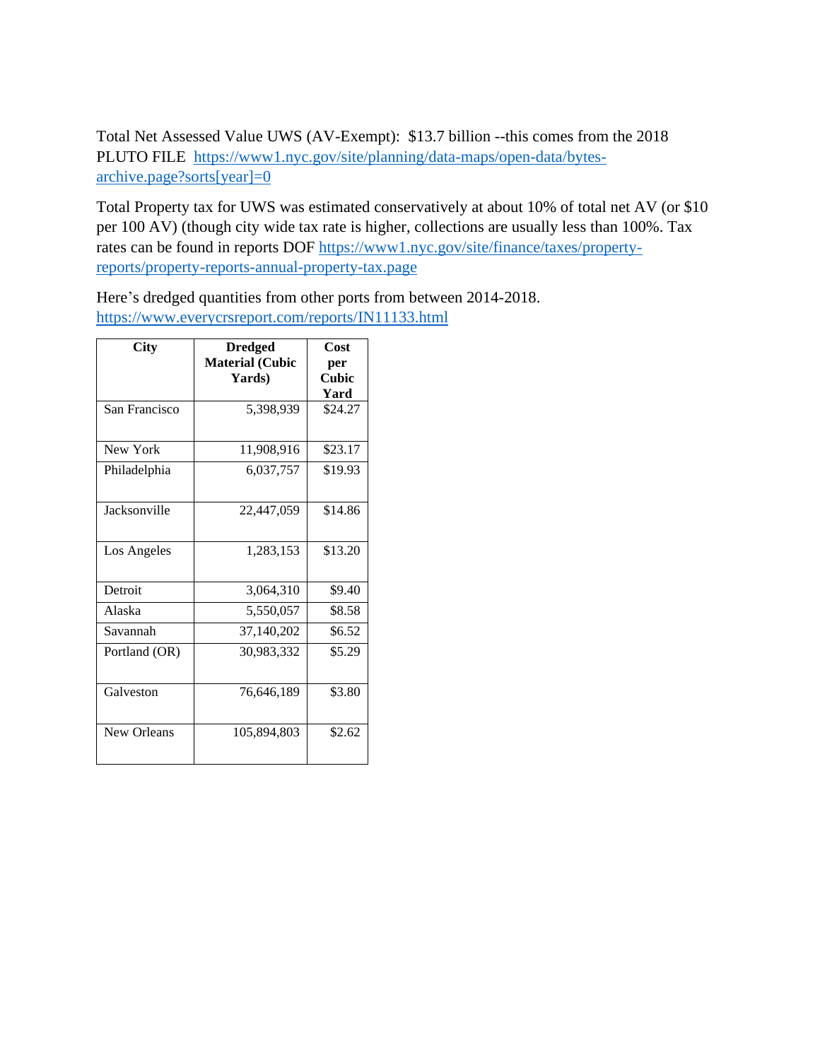Total Net Assessed Value UWS (AV-Exempt): $13.7 billion --this comes from the 2018 PLUTO FILE [https://www1.nyc.gov/site/planning/data-maps/open-data/bytes-archive.page?sorts[year]=0](https://www1.nyc.gov/site/planning/data-maps/open-data/bytes-archive.page?sorts[year]=0)

Total Property tax for UWS was estimated conservatively at about 10% of total net AV (or $10 per 100 AV) (though city wide tax rate is higher, collections are usually less than 100%. Tax rates can be found in reports DOF [https://www1.nyc.gov/site/finance/taxes/property-reports/property-reports-annual-property-tax.page](https://www1.nyc.gov/site/finance/taxes/property-reports/property-reports-annual-property-tax.page)

Here's dredged quantities from other ports from between 2014-2018. [https://www.everycrsreport.com/reports/IN11133.html](https://www.everycrsreport.com/reports/IN11133.html)

| City | Dredged Material (Cubic Yards) | Cost per Cubic Yard |
|---|---|---|
| San Francisco | 5,398,939 | $24.27 |
| New York | 11,908,916 | $23.17 |
| Philadelphia | 6,037,757 | $19.93 |
| Jacksonville | 22,447,059 | $14.86 |
| Los Angeles | 1,283,153 | $13.20 |
| Detroit | 3,064,310 | $9.40 |
| Alaska | 5,550,057 | $8.58 |
| Savannah | 37,140,202 | $6.52 |
| Portland (OR) | 30,983,332 | $5.29 |
| Galveston | 76,646,189 | $3.80 |
| New Orleans | 105,894,803 | $2.62 |